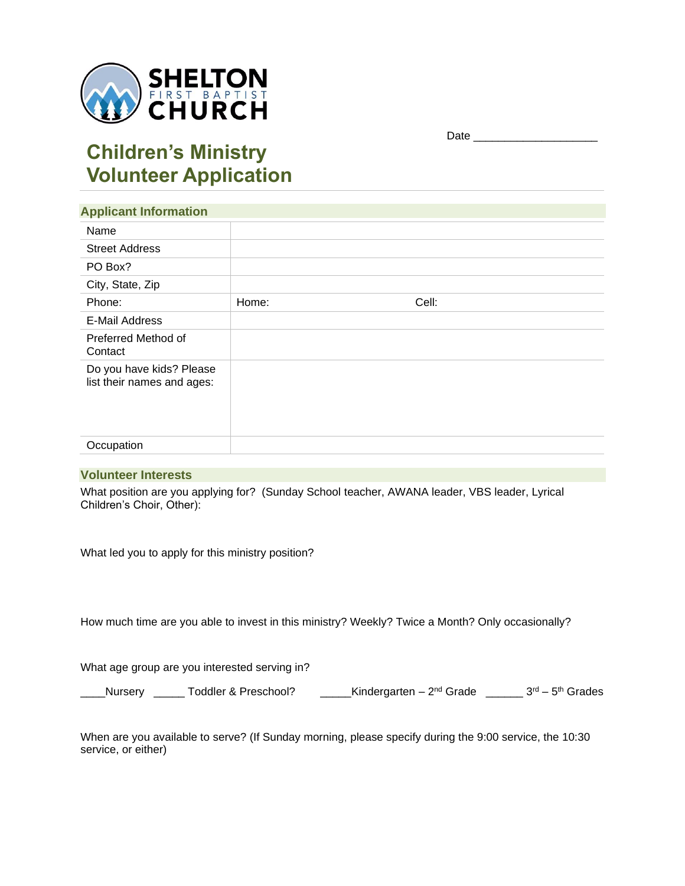**SHELTON**
FIRST BAPTIST
**CHURCH**

Date ____________________

# Children's Ministry Volunteer Application

## Applicant Information

| | | |
|---|---|---|
| Name | | |
| Street Address | | |
| PO Box? | | |
| City, State, Zip | | |
| Phone: | Home: | Cell: |
| E-Mail Address | | |
| Preferred Method of Contact | | |
| Do you have kids? Please list their names and ages: | | |
| Occupation | | |

## Volunteer Interests

What position are you applying for? (Sunday School teacher, AWANA leader, VBS leader, Lyrical Children's Choir, Other):

What led you to apply for this ministry position?

How much time are you able to invest in this ministry? Weekly? Twice a Month? Only occasionally?

What age group are you interested serving in?

____Nursery _____ Toddler & Preschool? _____Kindergarten – 2nd Grade ______ 3rd – 5th Grades

When are you available to serve? (If Sunday morning, please specify during the 9:00 service, the 10:30 service, or either)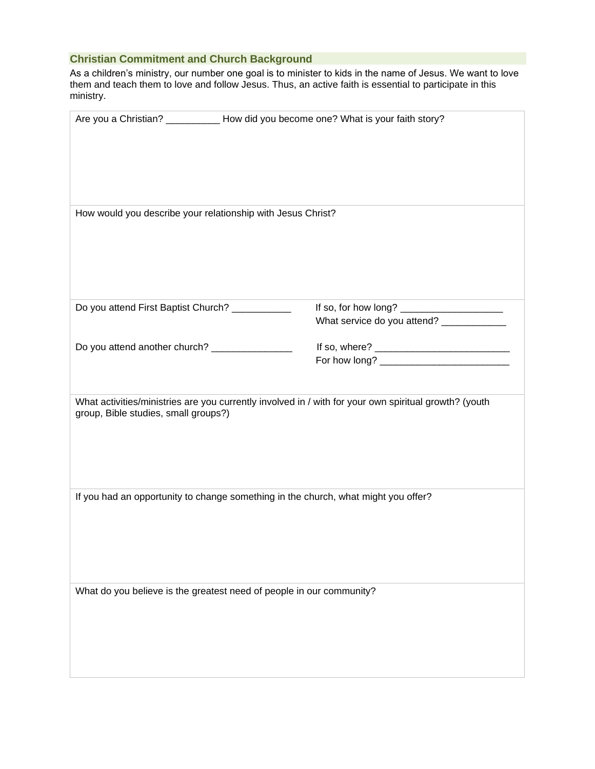## Christian Commitment and Church Background

As a children's ministry, our number one goal is to minister to kids in the name of Jesus. We want to love them and teach them to love and follow Jesus. Thus, an active faith is essential to participate in this ministry.

| |
|---|
| Are you a Christian? __________ How did you become one? What is your faith story? |
| How would you describe your relationship with Jesus Christ? |
| Do you attend First Baptist Church? ___________ If so, for how long? ___________________ What service do you attend? ____________<br><br>Do you attend another church? _______________ If so, where? _________________________ For how long? ________________________ |
| What activities/ministries are you currently involved in / with for your own spiritual growth? (youth group, Bible studies, small groups?) |
| If you had an opportunity to change something in the church, what might you offer? |
| What do you believe is the greatest need of people in our community? |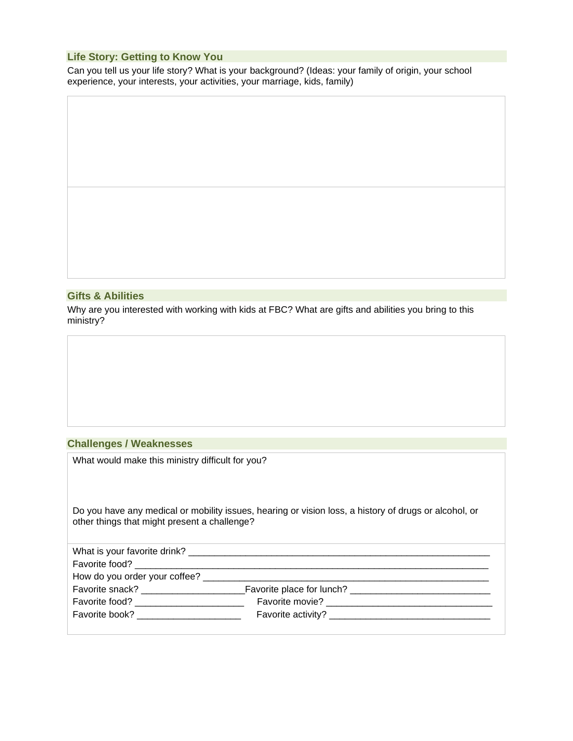## Life Story: Getting to Know You

Can you tell us your life story? What is your background? (Ideas: your family of origin, your school experience, your interests, your activities, your marriage, kids, family)

## Gifts & Abilities

Why are you interested with working with kids at FBC? What are gifts and abilities you bring to this ministry?

## Challenges / Weaknesses

What would make this ministry difficult for you?

Do you have any medical or mobility issues, hearing or vision loss, a history of drugs or alcohol, or other things that might present a challenge?

What is your favorite drink? ____________________________________________________________

Favorite food? ______________________________________________________________________

How do you order your coffee? _________________________________________________________

Favorite snack? ____________________Favorite place for lunch? ___________________________

Favorite food? _____________________ Favorite movie? _________________________________

Favorite book? ____________________ Favorite activity? _______________________________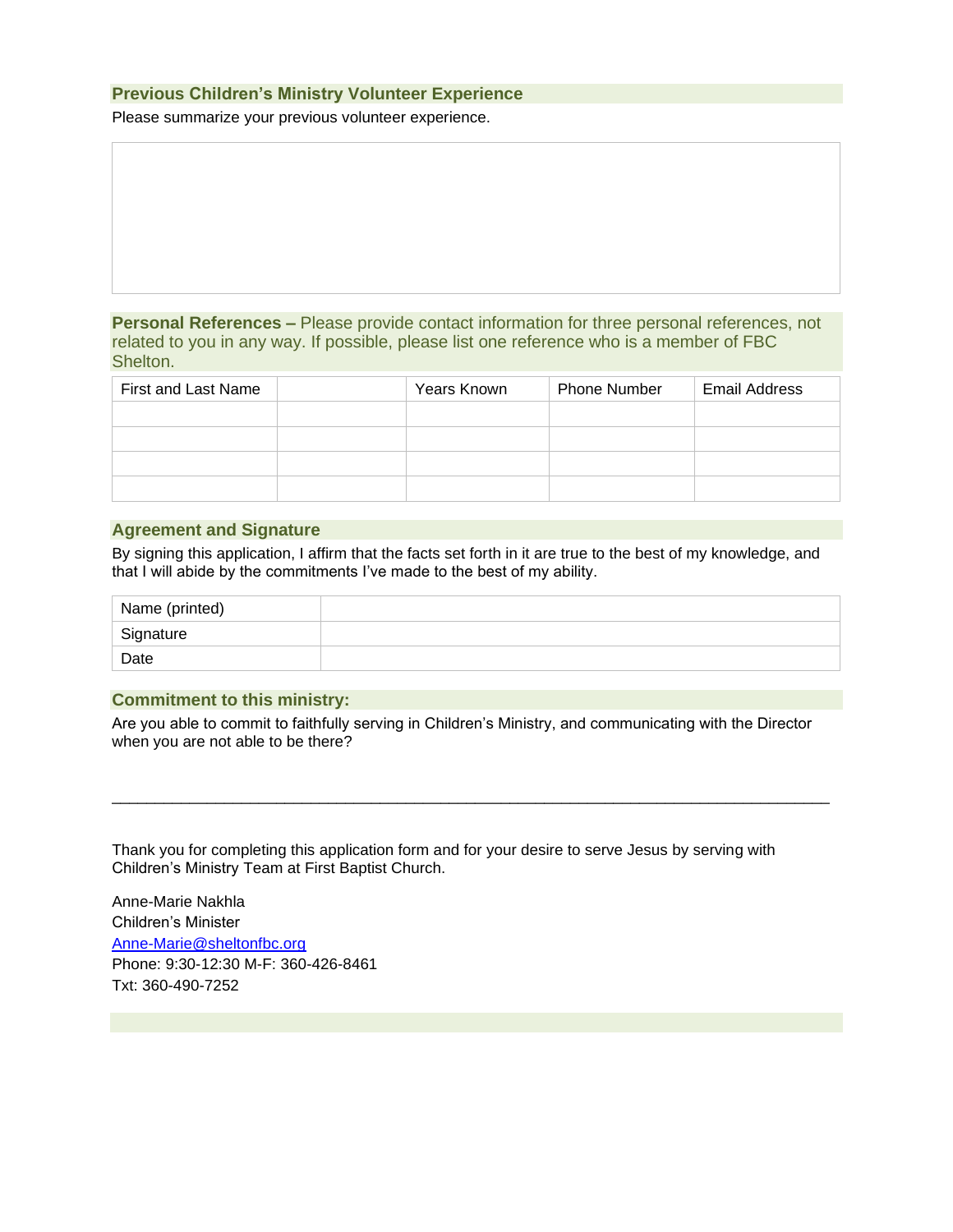## Previous Children's Ministry Volunteer Experience

Please summarize your previous volunteer experience.

## Personal References

**Personal References –** Please provide contact information for three personal references, not related to you in any way. If possible, please list one reference who is a member of FBC Shelton.

| First and Last Name | | Years Known | Phone Number | Email Address |
|---|---|---|---|---|
| | | | | |
| | | | | |
| | | | | |
| | | | | |

## Agreement and Signature

By signing this application, I affirm that the facts set forth in it are true to the best of my knowledge, and that I will abide by the commitments I've made to the best of my ability.

| | |
|---|---|
| Name (printed) | |
| Signature | |
| Date | |

## Commitment to this ministry:

Are you able to commit to faithfully serving in Children's Ministry, and communicating with the Director when you are not able to be there?

______________________________________________________________________________

Thank you for completing this application form and for your desire to serve Jesus by serving with Children's Ministry Team at First Baptist Church.

Anne-Marie Nakhla  
Children's Minister  
[Anne-Marie@sheltonfbc.org](mailto:Anne-Marie@sheltonfbc.org)  
Phone: 9:30-12:30 M-F: 360-426-8461  
Txt: 360-490-7252